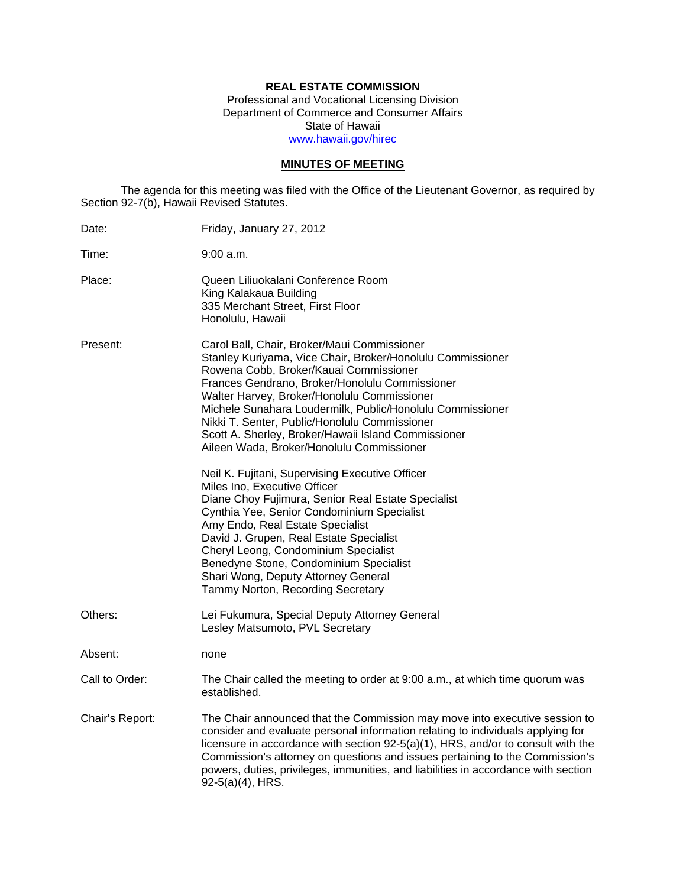**REAL ESTATE COMMISSION**
Professional and Vocational Licensing Division
Department of Commerce and Consumer Affairs
State of Hawaii
www.hawaii.gov/hirec

**MINUTES OF MEETING**

The agenda for this meeting was filed with the Office of the Lieutenant Governor, as required by Section 92-7(b), Hawaii Revised Statutes.

Date: Friday, January 27, 2012

Time: 9:00 a.m.

Place: Queen Liliuokalani Conference Room
King Kalakaua Building
335 Merchant Street, First Floor
Honolulu, Hawaii

Present: Carol Ball, Chair, Broker/Maui Commissioner
Stanley Kuriyama, Vice Chair, Broker/Honolulu Commissioner
Rowena Cobb, Broker/Kauai Commissioner
Frances Gendrano, Broker/Honolulu Commissioner
Walter Harvey, Broker/Honolulu Commissioner
Michele Sunahara Loudermilk, Public/Honolulu Commissioner
Nikki T. Senter, Public/Honolulu Commissioner
Scott A. Sherley, Broker/Hawaii Island Commissioner
Aileen Wada, Broker/Honolulu Commissioner

Neil K. Fujitani, Supervising Executive Officer
Miles Ino, Executive Officer
Diane Choy Fujimura, Senior Real Estate Specialist
Cynthia Yee, Senior Condominium Specialist
Amy Endo, Real Estate Specialist
David J. Grupen, Real Estate Specialist
Cheryl Leong, Condominium Specialist
Benedyne Stone, Condominium Specialist
Shari Wong, Deputy Attorney General
Tammy Norton, Recording Secretary

Others: Lei Fukumura, Special Deputy Attorney General
Lesley Matsumoto, PVL Secretary

Absent: none

Call to Order: The Chair called the meeting to order at 9:00 a.m., at which time quorum was established.

Chair's Report: The Chair announced that the Commission may move into executive session to consider and evaluate personal information relating to individuals applying for licensure in accordance with section 92-5(a)(1), HRS, and/or to consult with the Commission's attorney on questions and issues pertaining to the Commission's powers, duties, privileges, immunities, and liabilities in accordance with section 92-5(a)(4), HRS.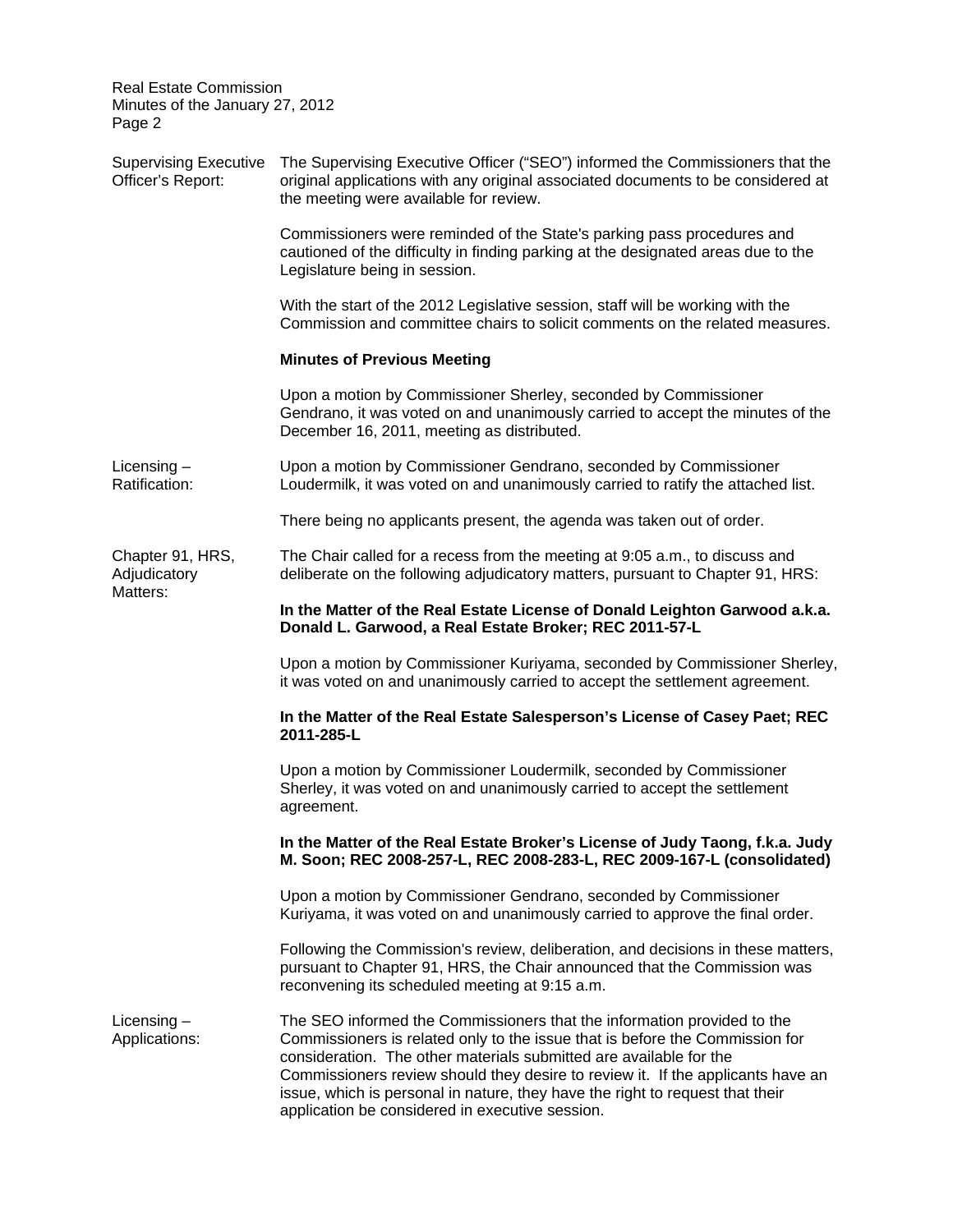**Supervising Executive Officer's Report:**

The Supervising Executive Officer ("SEO") informed the Commissioners that the original applications with any original associated documents to be considered at the meeting were available for review.

Commissioners were reminded of the State's parking pass procedures and cautioned of the difficulty in finding parking at the designated areas due to the Legislature being in session.

With the start of the 2012 Legislative session, staff will be working with the Commission and committee chairs to solicit comments on the related measures.

**Minutes of Previous Meeting**

Upon a motion by Commissioner Sherley, seconded by Commissioner Gendrano, it was voted on and unanimously carried to accept the minutes of the December 16, 2011, meeting as distributed.

**Licensing – Ratification:**

Upon a motion by Commissioner Gendrano, seconded by Commissioner Loudermilk, it was voted on and unanimously carried to ratify the attached list.

There being no applicants present, the agenda was taken out of order.

**Chapter 91, HRS, Adjudicatory Matters:**

The Chair called for a recess from the meeting at 9:05 a.m., to discuss and deliberate on the following adjudicatory matters, pursuant to Chapter 91, HRS:

**In the Matter of the Real Estate License of Donald Leighton Garwood a.k.a. Donald L. Garwood, a Real Estate Broker; REC 2011-57-L**

Upon a motion by Commissioner Kuriyama, seconded by Commissioner Sherley, it was voted on and unanimously carried to accept the settlement agreement.

**In the Matter of the Real Estate Salesperson's License of Casey Paet; REC 2011-285-L**

Upon a motion by Commissioner Loudermilk, seconded by Commissioner Sherley, it was voted on and unanimously carried to accept the settlement agreement.

**In the Matter of the Real Estate Broker's License of Judy Taong, f.k.a. Judy M. Soon; REC 2008-257-L, REC 2008-283-L, REC 2009-167-L (consolidated)**

Upon a motion by Commissioner Gendrano, seconded by Commissioner Kuriyama, it was voted on and unanimously carried to approve the final order.

Following the Commission's review, deliberation, and decisions in these matters, pursuant to Chapter 91, HRS, the Chair announced that the Commission was reconvening its scheduled meeting at 9:15 a.m.

**Licensing – Applications:**

The SEO informed the Commissioners that the information provided to the Commissioners is related only to the issue that is before the Commission for consideration. The other materials submitted are available for the Commissioners review should they desire to review it. If the applicants have an issue, which is personal in nature, they have the right to request that their application be considered in executive session.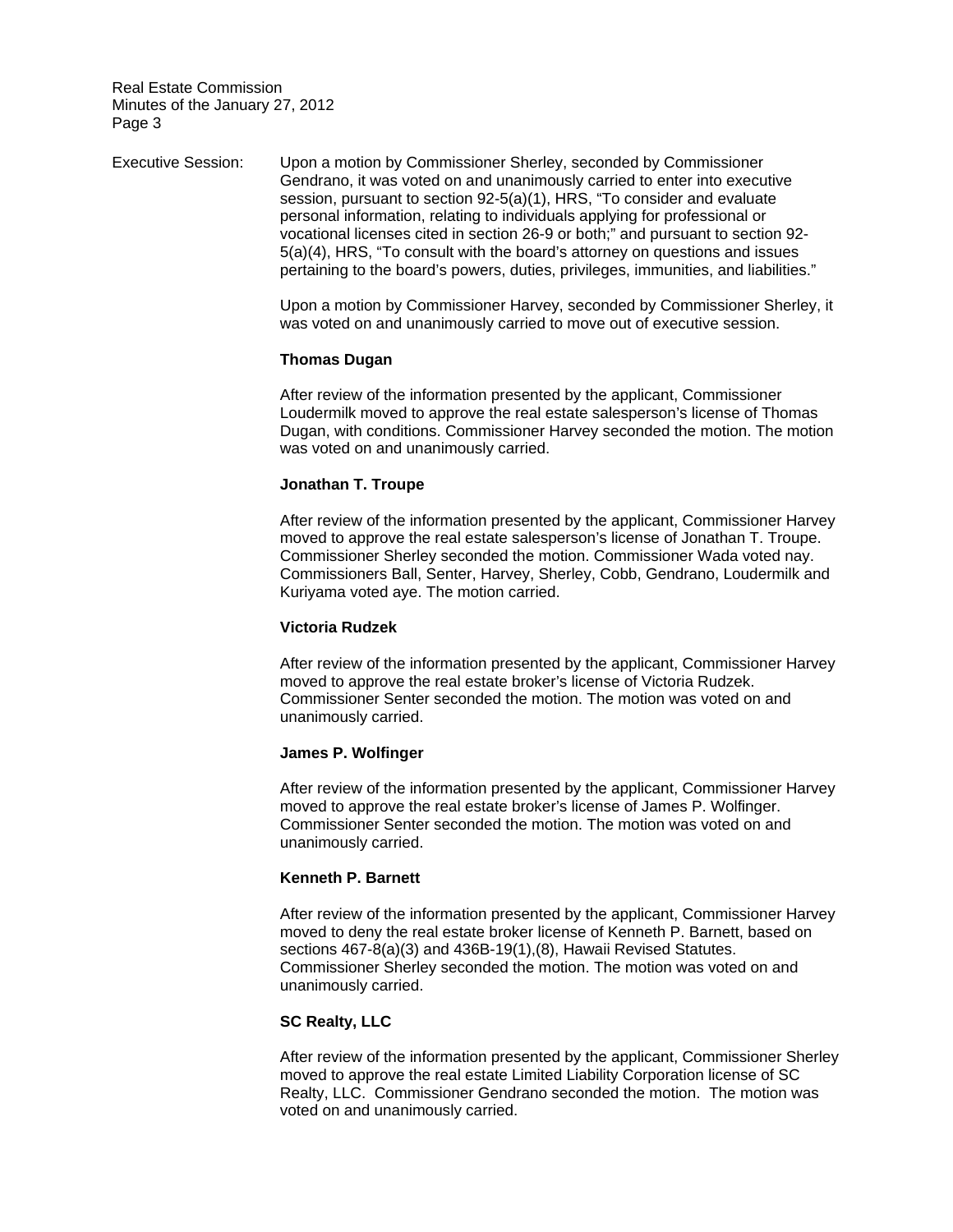Executive Session: Upon a motion by Commissioner Sherley, seconded by Commissioner Gendrano, it was voted on and unanimously carried to enter into executive session, pursuant to section 92-5(a)(1), HRS, "To consider and evaluate personal information, relating to individuals applying for professional or vocational licenses cited in section 26-9 or both;" and pursuant to section 92-5(a)(4), HRS, "To consult with the board's attorney on questions and issues pertaining to the board's powers, duties, privileges, immunities, and liabilities."

Upon a motion by Commissioner Harvey, seconded by Commissioner Sherley, it was voted on and unanimously carried to move out of executive session.

**Thomas Dugan**

After review of the information presented by the applicant, Commissioner Loudermilk moved to approve the real estate salesperson's license of Thomas Dugan, with conditions. Commissioner Harvey seconded the motion. The motion was voted on and unanimously carried.

**Jonathan T. Troupe**

After review of the information presented by the applicant, Commissioner Harvey moved to approve the real estate salesperson's license of Jonathan T. Troupe. Commissioner Sherley seconded the motion. Commissioner Wada voted nay. Commissioners Ball, Senter, Harvey, Sherley, Cobb, Gendrano, Loudermilk and Kuriyama voted aye. The motion carried.

**Victoria Rudzek**

After review of the information presented by the applicant, Commissioner Harvey moved to approve the real estate broker's license of Victoria Rudzek. Commissioner Senter seconded the motion. The motion was voted on and unanimously carried.

**James P. Wolfinger**

After review of the information presented by the applicant, Commissioner Harvey moved to approve the real estate broker's license of James P. Wolfinger. Commissioner Senter seconded the motion. The motion was voted on and unanimously carried.

**Kenneth P. Barnett**

After review of the information presented by the applicant, Commissioner Harvey moved to deny the real estate broker license of Kenneth P. Barnett, based on sections 467-8(a)(3) and 436B-19(1),(8), Hawaii Revised Statutes. Commissioner Sherley seconded the motion. The motion was voted on and unanimously carried.

**SC Realty, LLC**

After review of the information presented by the applicant, Commissioner Sherley moved to approve the real estate Limited Liability Corporation license of SC Realty, LLC. Commissioner Gendrano seconded the motion. The motion was voted on and unanimously carried.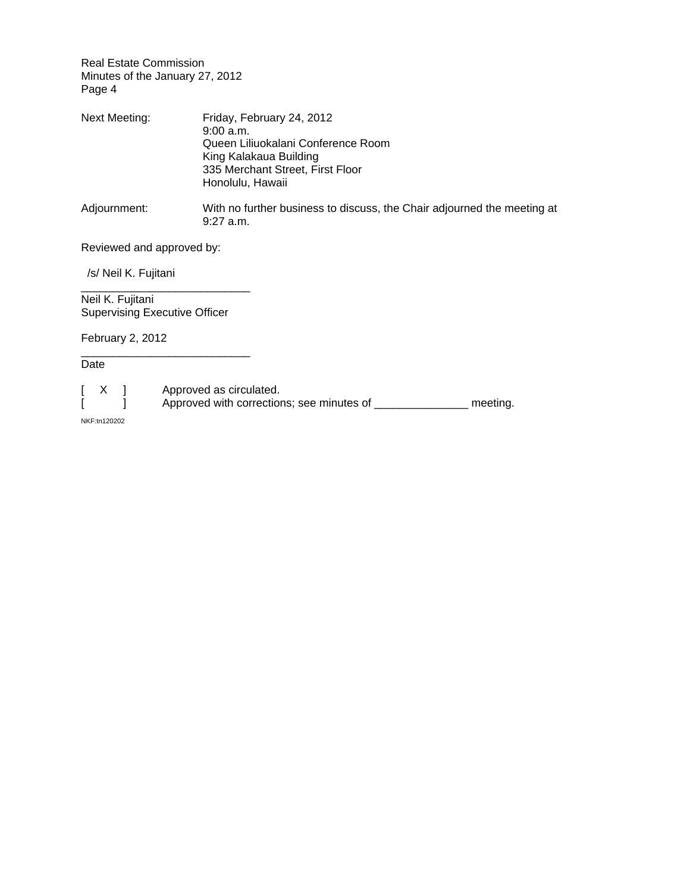Next Meeting: Friday, February 24, 2012
9:00 a.m.
Queen Liliuokalani Conference Room
King Kalakaua Building
335 Merchant Street, First Floor
Honolulu, Hawaii

Adjournment: With no further business to discuss, the Chair adjourned the meeting at 9:27 a.m.

Reviewed and approved by:

/s/ Neil K. Fujitani
___________________________
Neil K. Fujitani
Supervising Executive Officer

February 2, 2012
___________________________
Date

[ X ] Approved as circulated.
[ ] Approved with corrections; see minutes of _______________ meeting.

NKF:tn120202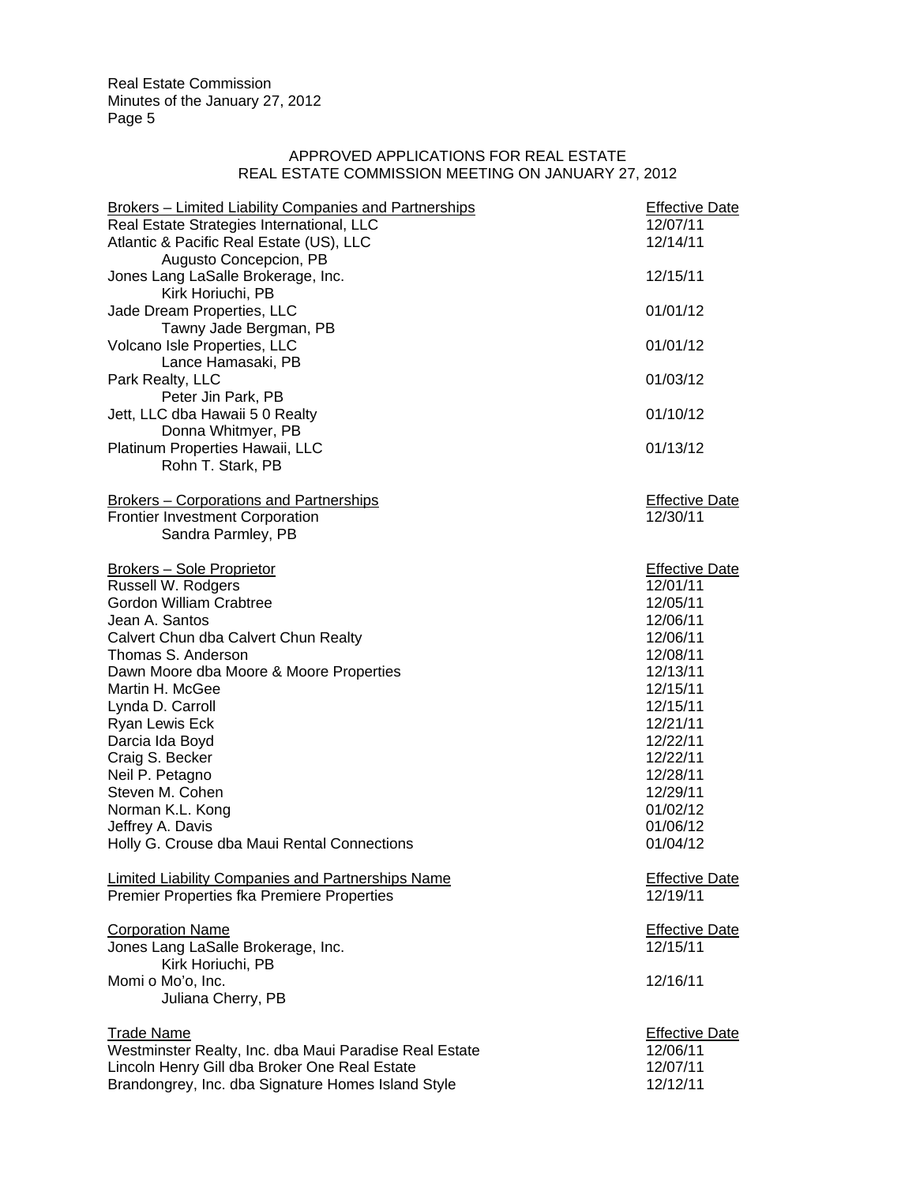APPROVED APPLICATIONS FOR REAL ESTATE
REAL ESTATE COMMISSION MEETING ON JANUARY 27, 2012

| Brokers – Limited Liability Companies and Partnerships | Effective Date |
|---|---|
| Real Estate Strategies International, LLC | 12/07/11 |
| Atlantic & Pacific Real Estate (US), LLC<br>Augusto Concepcion, PB | 12/14/11 |
| Jones Lang LaSalle Brokerage, Inc.<br>Kirk Horiuchi, PB | 12/15/11 |
| Jade Dream Properties, LLC<br>Tawny Jade Bergman, PB | 01/01/12 |
| Volcano Isle Properties, LLC<br>Lance Hamasaki, PB | 01/01/12 |
| Park Realty, LLC<br>Peter Jin Park, PB | 01/03/12 |
| Jett, LLC dba Hawaii 5 0 Realty<br>Donna Whitmyer, PB | 01/10/12 |
| Platinum Properties Hawaii, LLC<br>Rohn T. Stark, PB | 01/13/12 |

| Brokers – Corporations and Partnerships | Effective Date |
|---|---|
| Frontier Investment Corporation<br>Sandra Parmley, PB | 12/30/11 |

| Brokers – Sole Proprietor | Effective Date |
|---|---|
| Russell W. Rodgers | 12/01/11 |
| Gordon William Crabtree | 12/05/11 |
| Jean A. Santos | 12/06/11 |
| Calvert Chun dba Calvert Chun Realty | 12/06/11 |
| Thomas S. Anderson | 12/08/11 |
| Dawn Moore dba Moore & Moore Properties | 12/13/11 |
| Martin H. McGee | 12/15/11 |
| Lynda D. Carroll | 12/15/11 |
| Ryan Lewis Eck | 12/21/11 |
| Darcia Ida Boyd | 12/22/11 |
| Craig S. Becker | 12/22/11 |
| Neil P. Petagno | 12/28/11 |
| Steven M. Cohen | 12/29/11 |
| Norman K.L. Kong | 01/02/12 |
| Jeffrey A. Davis | 01/06/12 |
| Holly G. Crouse dba Maui Rental Connections | 01/04/12 |

| Limited Liability Companies and Partnerships Name | Effective Date |
|---|---|
| Premier Properties fka Premiere Properties | 12/19/11 |

| Corporation Name | Effective Date |
|---|---|
| Jones Lang LaSalle Brokerage, Inc.<br>Kirk Horiuchi, PB | 12/15/11 |
| Momi o Mo'o, Inc.<br>Juliana Cherry, PB | 12/16/11 |

| Trade Name | Effective Date |
|---|---|
| Westminster Realty, Inc. dba Maui Paradise Real Estate | 12/06/11 |
| Lincoln Henry Gill dba Broker One Real Estate | 12/07/11 |
| Brandongrey, Inc. dba Signature Homes Island Style | 12/12/11 |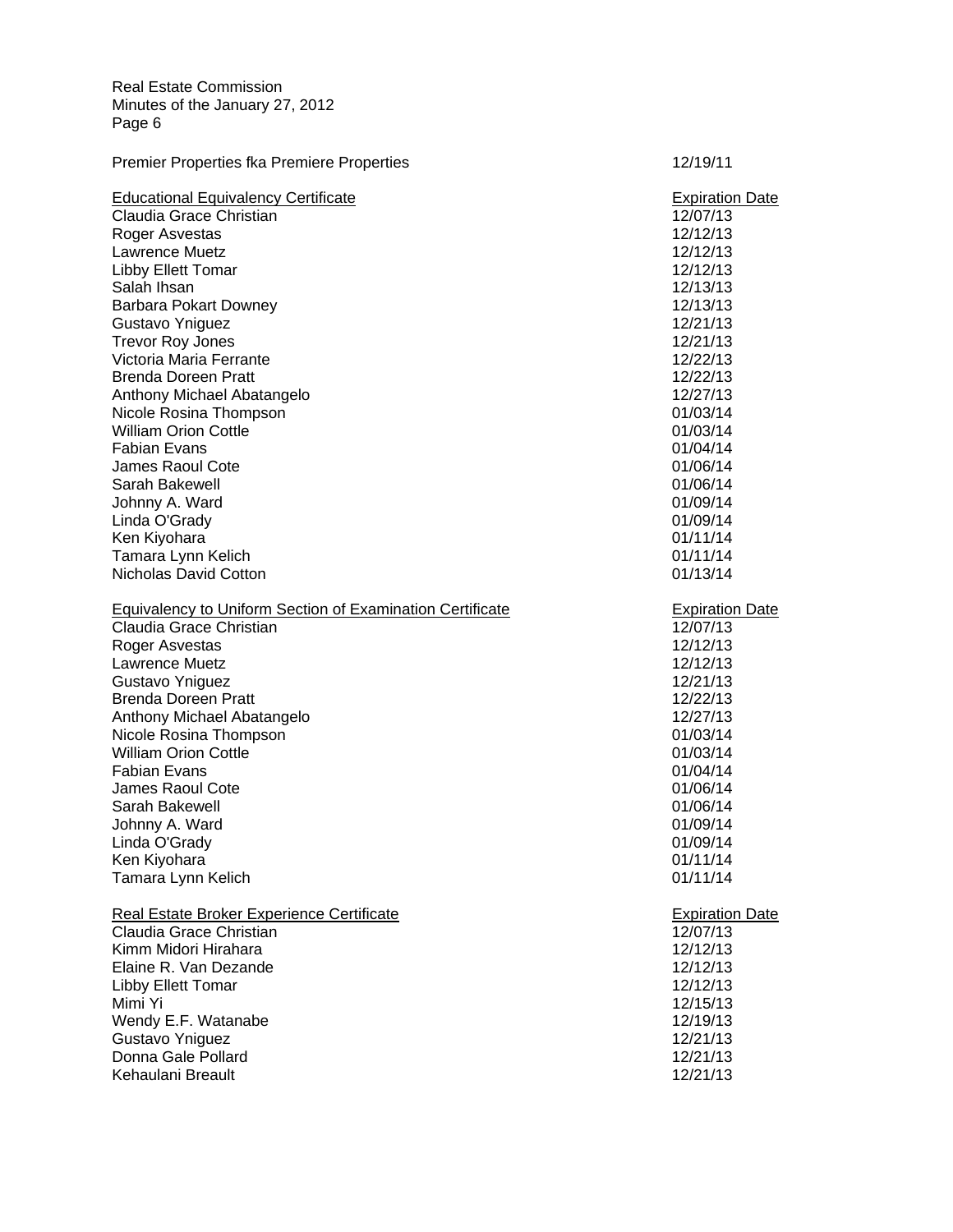| | |
|---|---|
| Premier Properties fka Premiere Properties | 12/19/11 |

| Educational Equivalency Certificate | Expiration Date |
|---|---|
| Claudia Grace Christian | 12/07/13 |
| Roger Asvestas | 12/12/13 |
| Lawrence Muetz | 12/12/13 |
| Libby Ellett Tomar | 12/12/13 |
| Salah Ihsan | 12/13/13 |
| Barbara Pokart Downey | 12/13/13 |
| Gustavo Yniguez | 12/21/13 |
| Trevor Roy Jones | 12/21/13 |
| Victoria Maria Ferrante | 12/22/13 |
| Brenda Doreen Pratt | 12/22/13 |
| Anthony Michael Abatangelo | 12/27/13 |
| Nicole Rosina Thompson | 01/03/14 |
| William Orion Cottle | 01/03/14 |
| Fabian Evans | 01/04/14 |
| James Raoul Cote | 01/06/14 |
| Sarah Bakewell | 01/06/14 |
| Johnny A. Ward | 01/09/14 |
| Linda O'Grady | 01/09/14 |
| Ken Kiyohara | 01/11/14 |
| Tamara Lynn Kelich | 01/11/14 |
| Nicholas David Cotton | 01/13/14 |

| Equivalency to Uniform Section of Examination Certificate | Expiration Date |
|---|---|
| Claudia Grace Christian | 12/07/13 |
| Roger Asvestas | 12/12/13 |
| Lawrence Muetz | 12/12/13 |
| Gustavo Yniguez | 12/21/13 |
| Brenda Doreen Pratt | 12/22/13 |
| Anthony Michael Abatangelo | 12/27/13 |
| Nicole Rosina Thompson | 01/03/14 |
| William Orion Cottle | 01/03/14 |
| Fabian Evans | 01/04/14 |
| James Raoul Cote | 01/06/14 |
| Sarah Bakewell | 01/06/14 |
| Johnny A. Ward | 01/09/14 |
| Linda O'Grady | 01/09/14 |
| Ken Kiyohara | 01/11/14 |
| Tamara Lynn Kelich | 01/11/14 |

| Real Estate Broker Experience Certificate | Expiration Date |
|---|---|
| Claudia Grace Christian | 12/07/13 |
| Kimm Midori Hirahara | 12/12/13 |
| Elaine R. Van Dezande | 12/12/13 |
| Libby Ellett Tomar | 12/12/13 |
| Mimi Yi | 12/15/13 |
| Wendy E.F. Watanabe | 12/19/13 |
| Gustavo Yniguez | 12/21/13 |
| Donna Gale Pollard | 12/21/13 |
| Kehaulani Breault | 12/21/13 |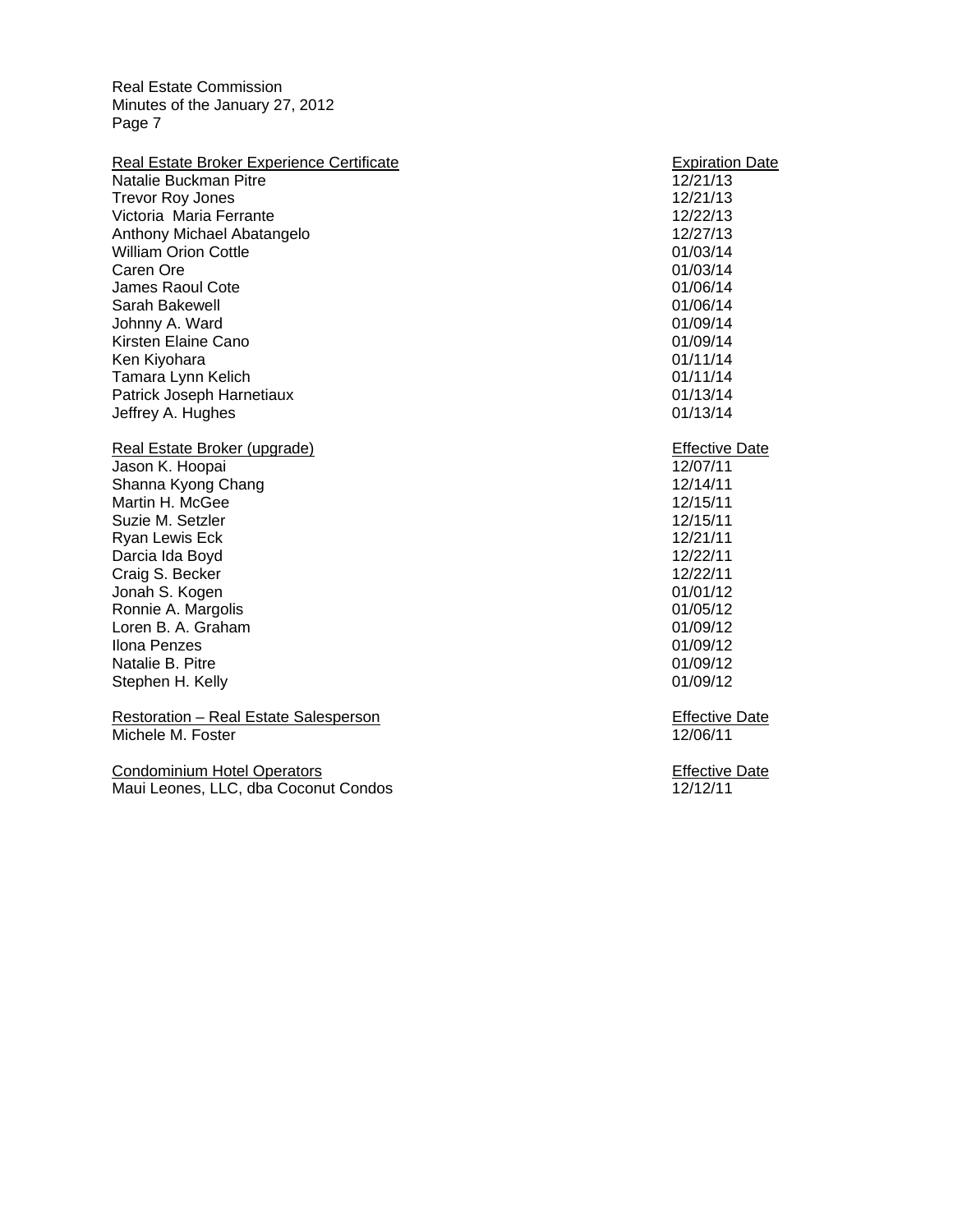| Real Estate Broker Experience Certificate | Expiration Date |
| --- | --- |
| Natalie Buckman Pitre | 12/21/13 |
| Trevor Roy Jones | 12/21/13 |
| Victoria Maria Ferrante | 12/22/13 |
| Anthony Michael Abatangelo | 12/27/13 |
| William Orion Cottle | 01/03/14 |
| Caren Ore | 01/03/14 |
| James Raoul Cote | 01/06/14 |
| Sarah Bakewell | 01/06/14 |
| Johnny A. Ward | 01/09/14 |
| Kirsten Elaine Cano | 01/09/14 |
| Ken Kiyohara | 01/11/14 |
| Tamara Lynn Kelich | 01/11/14 |
| Patrick Joseph Harnetiaux | 01/13/14 |
| Jeffrey A. Hughes | 01/13/14 |

| Real Estate Broker (upgrade) | Effective Date |
| --- | --- |
| Jason K. Hoopai | 12/07/11 |
| Shanna Kyong Chang | 12/14/11 |
| Martin H. McGee | 12/15/11 |
| Suzie M. Setzler | 12/15/11 |
| Ryan Lewis Eck | 12/21/11 |
| Darcia Ida Boyd | 12/22/11 |
| Craig S. Becker | 12/22/11 |
| Jonah S. Kogen | 01/01/12 |
| Ronnie A. Margolis | 01/05/12 |
| Loren B. A. Graham | 01/09/12 |
| Ilona Penzes | 01/09/12 |
| Natalie B. Pitre | 01/09/12 |
| Stephen H. Kelly | 01/09/12 |

| Restoration – Real Estate Salesperson | Effective Date |
| --- | --- |
| Michele M. Foster | 12/06/11 |

| Condominium Hotel Operators | Effective Date |
| --- | --- |
| Maui Leones, LLC, dba Coconut Condos | 12/12/11 |